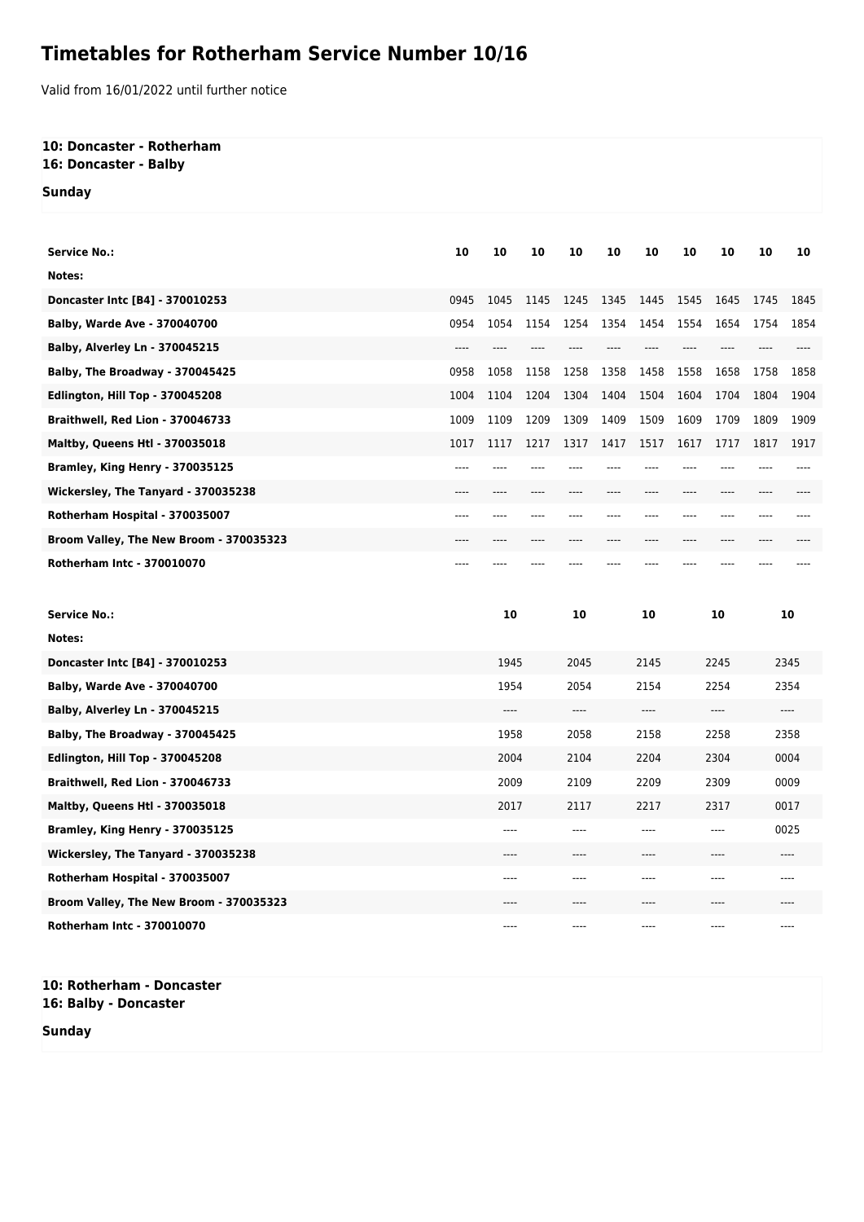# Timetables for Rotherham Service Number 10/16

Valid from 16/01/2022 until further notice

**10: Doncaster - Rotherham**
**16: Doncaster - Balby**

**Sunday**

| Service No.: | 10 | 10 | 10 | 10 | 10 | 10 | 10 | 10 | 10 | 10 |
|---|---|---|---|---|---|---|---|---|---|---|
| Notes: | | | | | | | | | | |
| Doncaster Intc [B4] - 370010253 | 0945 | 1045 | 1145 | 1245 | 1345 | 1445 | 1545 | 1645 | 1745 | 1845 |
| Balby, Warde Ave - 370040700 | 0954 | 1054 | 1154 | 1254 | 1354 | 1454 | 1554 | 1654 | 1754 | 1854 |
| Balby, Alverley Ln - 370045215 | ---- | ---- | ---- | ---- | ---- | ---- | ---- | ---- | ---- | ---- |
| Balby, The Broadway - 370045425 | 0958 | 1058 | 1158 | 1258 | 1358 | 1458 | 1558 | 1658 | 1758 | 1858 |
| Edlington, Hill Top - 370045208 | 1004 | 1104 | 1204 | 1304 | 1404 | 1504 | 1604 | 1704 | 1804 | 1904 |
| Braithwell, Red Lion - 370046733 | 1009 | 1109 | 1209 | 1309 | 1409 | 1509 | 1609 | 1709 | 1809 | 1909 |
| Maltby, Queens Htl - 370035018 | 1017 | 1117 | 1217 | 1317 | 1417 | 1517 | 1617 | 1717 | 1817 | 1917 |
| Bramley, King Henry - 370035125 | ---- | ---- | ---- | ---- | ---- | ---- | ---- | ---- | ---- | ---- |
| Wickersley, The Tanyard - 370035238 | ---- | ---- | ---- | ---- | ---- | ---- | ---- | ---- | ---- | ---- |
| Rotherham Hospital - 370035007 | ---- | ---- | ---- | ---- | ---- | ---- | ---- | ---- | ---- | ---- |
| Broom Valley, The New Broom - 370035323 | ---- | ---- | ---- | ---- | ---- | ---- | ---- | ---- | ---- | ---- |
| Rotherham Intc - 370010070 | ---- | ---- | ---- | ---- | ---- | ---- | ---- | ---- | ---- | ---- |

| Service No.: | 10 | 10 | 10 | 10 | 10 |
|---|---|---|---|---|---|
| Notes: | | | | | |
| Doncaster Intc [B4] - 370010253 | 1945 | 2045 | 2145 | 2245 | 2345 |
| Balby, Warde Ave - 370040700 | 1954 | 2054 | 2154 | 2254 | 2354 |
| Balby, Alverley Ln - 370045215 | ---- | ---- | ---- | ---- | ---- |
| Balby, The Broadway - 370045425 | 1958 | 2058 | 2158 | 2258 | 2358 |
| Edlington, Hill Top - 370045208 | 2004 | 2104 | 2204 | 2304 | 0004 |
| Braithwell, Red Lion - 370046733 | 2009 | 2109 | 2209 | 2309 | 0009 |
| Maltby, Queens Htl - 370035018 | 2017 | 2117 | 2217 | 2317 | 0017 |
| Bramley, King Henry - 370035125 | ---- | ---- | ---- | ---- | 0025 |
| Wickersley, The Tanyard - 370035238 | ---- | ---- | ---- | ---- | ---- |
| Rotherham Hospital - 370035007 | ---- | ---- | ---- | ---- | ---- |
| Broom Valley, The New Broom - 370035323 | ---- | ---- | ---- | ---- | ---- |
| Rotherham Intc - 370010070 | ---- | ---- | ---- | ---- | ---- |

**10: Rotherham - Doncaster**
**16: Balby - Doncaster**

**Sunday**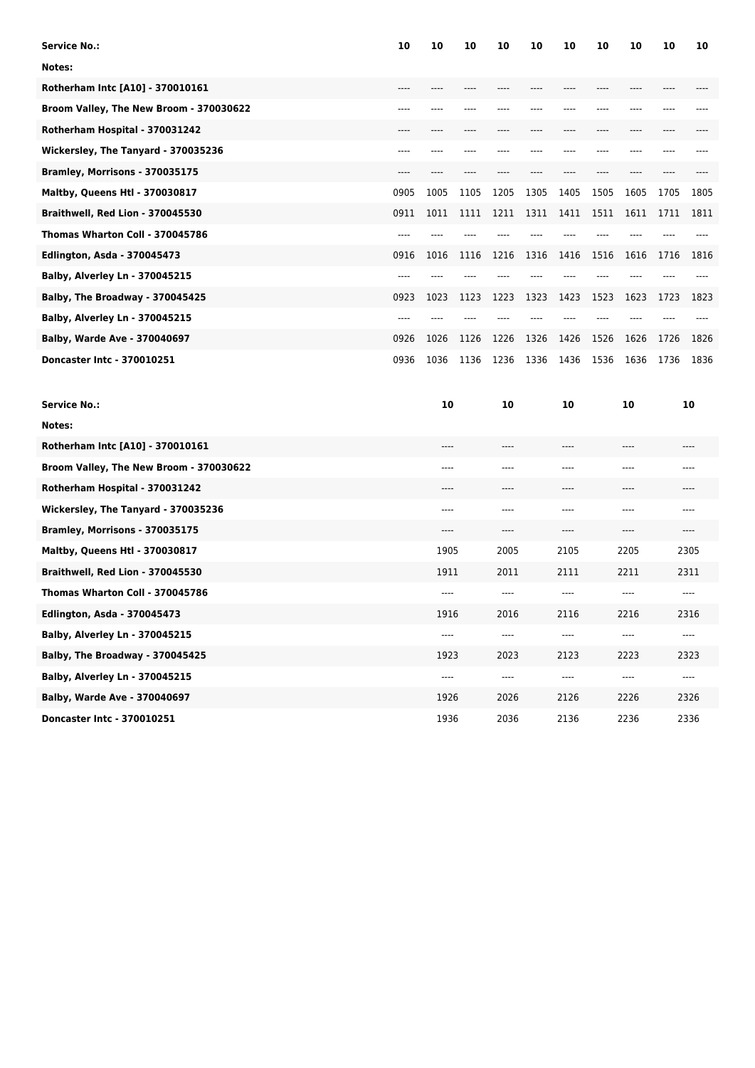| Service No.: | 10 | 10 | 10 | 10 | 10 | 10 | 10 | 10 | 10 | 10 |
|---|---|---|---|---|---|---|---|---|---|---|
| Notes: | | | | | | | | | | |
| Rotherham Intc [A10] - 370010161 | ---- | ---- | ---- | ---- | ---- | ---- | ---- | ---- | ---- | ---- |
| Broom Valley, The New Broom - 370030622 | ---- | ---- | ---- | ---- | ---- | ---- | ---- | ---- | ---- | ---- |
| Rotherham Hospital - 370031242 | ---- | ---- | ---- | ---- | ---- | ---- | ---- | ---- | ---- | ---- |
| Wickersley, The Tanyard - 370035236 | ---- | ---- | ---- | ---- | ---- | ---- | ---- | ---- | ---- | ---- |
| Bramley, Morrisons - 370035175 | ---- | ---- | ---- | ---- | ---- | ---- | ---- | ---- | ---- | ---- |
| Maltby, Queens Htl - 370030817 | 0905 | 1005 | 1105 | 1205 | 1305 | 1405 | 1505 | 1605 | 1705 | 1805 |
| Braithwell, Red Lion - 370045530 | 0911 | 1011 | 1111 | 1211 | 1311 | 1411 | 1511 | 1611 | 1711 | 1811 |
| Thomas Wharton Coll - 370045786 | ---- | ---- | ---- | ---- | ---- | ---- | ---- | ---- | ---- | ---- |
| Edlington, Asda - 370045473 | 0916 | 1016 | 1116 | 1216 | 1316 | 1416 | 1516 | 1616 | 1716 | 1816 |
| Balby, Alverley Ln - 370045215 | ---- | ---- | ---- | ---- | ---- | ---- | ---- | ---- | ---- | ---- |
| Balby, The Broadway - 370045425 | 0923 | 1023 | 1123 | 1223 | 1323 | 1423 | 1523 | 1623 | 1723 | 1823 |
| Balby, Alverley Ln - 370045215 | ---- | ---- | ---- | ---- | ---- | ---- | ---- | ---- | ---- | ---- |
| Balby, Warde Ave - 370040697 | 0926 | 1026 | 1126 | 1226 | 1326 | 1426 | 1526 | 1626 | 1726 | 1826 |
| Doncaster Intc - 370010251 | 0936 | 1036 | 1136 | 1236 | 1336 | 1436 | 1536 | 1636 | 1736 | 1836 |

| Service No.: | 10 | 10 | 10 | 10 | 10 |
|---|---|---|---|---|---|
| Notes: | | | | | |
| Rotherham Intc [A10] - 370010161 | ---- | ---- | ---- | ---- | ---- |
| Broom Valley, The New Broom - 370030622 | ---- | ---- | ---- | ---- | ---- |
| Rotherham Hospital - 370031242 | ---- | ---- | ---- | ---- | ---- |
| Wickersley, The Tanyard - 370035236 | ---- | ---- | ---- | ---- | ---- |
| Bramley, Morrisons - 370035175 | ---- | ---- | ---- | ---- | ---- |
| Maltby, Queens Htl - 370030817 | 1905 | 2005 | 2105 | 2205 | 2305 |
| Braithwell, Red Lion - 370045530 | 1911 | 2011 | 2111 | 2211 | 2311 |
| Thomas Wharton Coll - 370045786 | ---- | ---- | ---- | ---- | ---- |
| Edlington, Asda - 370045473 | 1916 | 2016 | 2116 | 2216 | 2316 |
| Balby, Alverley Ln - 370045215 | ---- | ---- | ---- | ---- | ---- |
| Balby, The Broadway - 370045425 | 1923 | 2023 | 2123 | 2223 | 2323 |
| Balby, Alverley Ln - 370045215 | ---- | ---- | ---- | ---- | ---- |
| Balby, Warde Ave - 370040697 | 1926 | 2026 | 2126 | 2226 | 2326 |
| Doncaster Intc - 370010251 | 1936 | 2036 | 2136 | 2236 | 2336 |